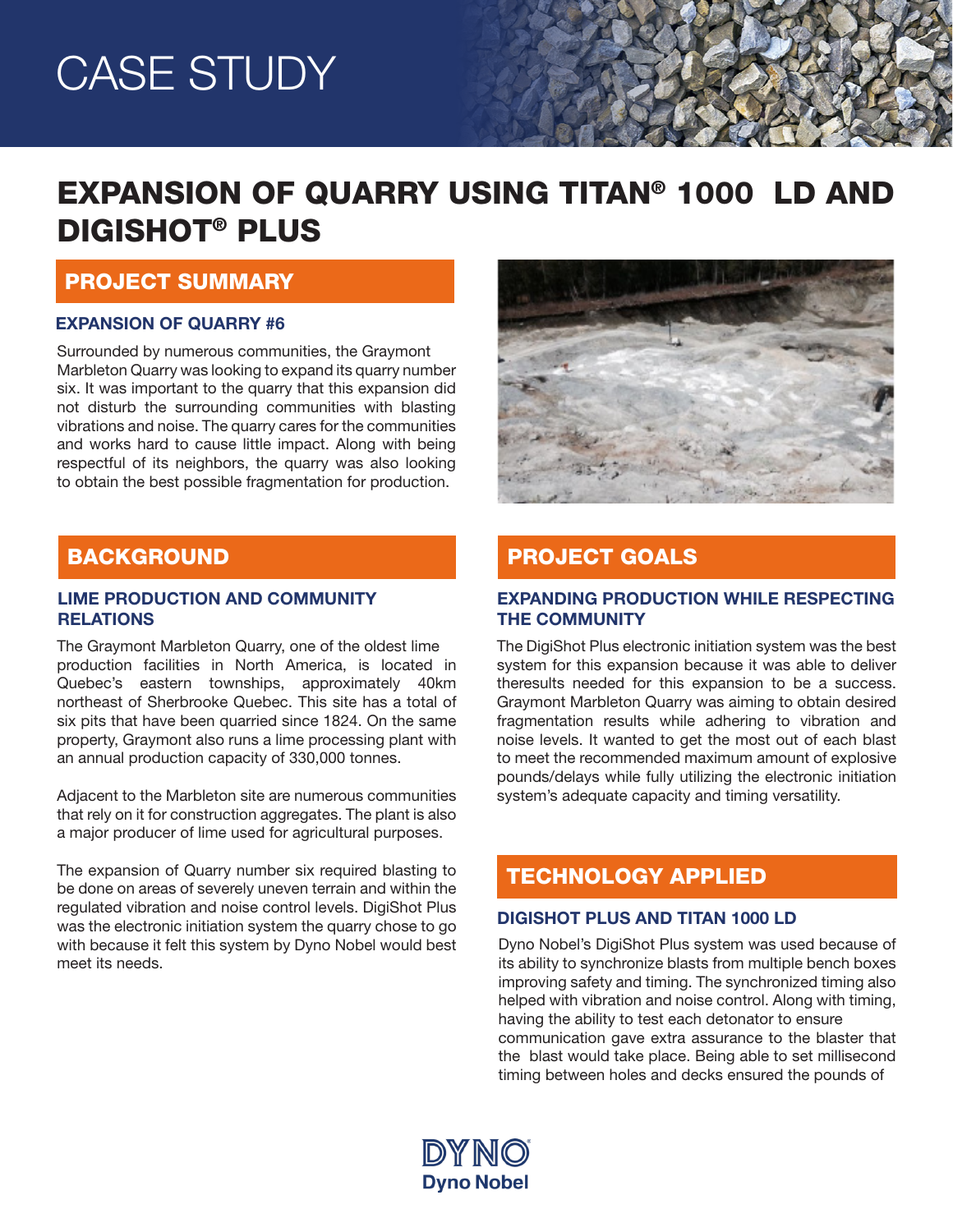# CASE STUDY

# EXPANSION OF QUARRY USING TITAN® 1000 LD AND DIGISHOT® PLUS

## PROJECT SUMMARY

### EXPANSION OF QUARRY #6

Surrounded by numerous communities, the Graymont Marbleton Quarry was looking to expand its quarry number six. It was important to the quarry that this expansion did not disturb the surrounding communities with blasting vibrations and noise. The quarry cares for the communities and works hard to cause little impact. Along with being respectful of its neighbors, the quarry was also looking to obtain the best possible fragmentation for production.

## BACKGROUND

### LIME PRODUCTION AND COMMUNITY RELATIONS

The Graymont Marbleton Quarry, one of the oldest lime production facilities in North America, is located in Quebec's eastern townships, approximately 40km northeast of Sherbrooke Quebec. This site has a total of six pits that have been quarried since 1824. On the same property, Graymont also runs a lime processing plant with an annual production capacity of 330,000 tonnes.

Adjacent to the Marbleton site are numerous communities that rely on it for construction aggregates. The plant is also a major producer of lime used for agricultural purposes.

The expansion of Quarry number six required blasting to be done on areas of severely uneven terrain and within the regulated vibration and noise control levels. DigiShot Plus was the electronic initiation system the quarry chose to go with because it felt this system by Dyno Nobel would best meet its needs.

## PROJECT GOALS

### EXPANDING PRODUCTION WHILE RESPECTING THE COMMUNITY

The DigiShot Plus electronic initiation system was the best system for this expansion because it was able to deliver theresults needed for this expansion to be a success. Graymont Marbleton Quarry was aiming to obtain desired fragmentation results while adhering to vibration and noise levels. It wanted to get the most out of each blast to meet the recommended maximum amount of explosive pounds/delays while fully utilizing the electronic initiation system's adequate capacity and timing versatility.

## TECHNOLOGY APPLIED

### DIGISHOT PLUS AND TITAN 1000 LD

Dyno Nobel's DigiShot Plus system was used because of its ability to synchronize blasts from multiple bench boxes improving safety and timing. The synchronized timing also helped with vibration and noise control. Along with timing, having the ability to test each detonator to ensure communication gave extra assurance to the blaster that the blast would take place. Being able to set millisecond timing between holes and decks ensured the pounds of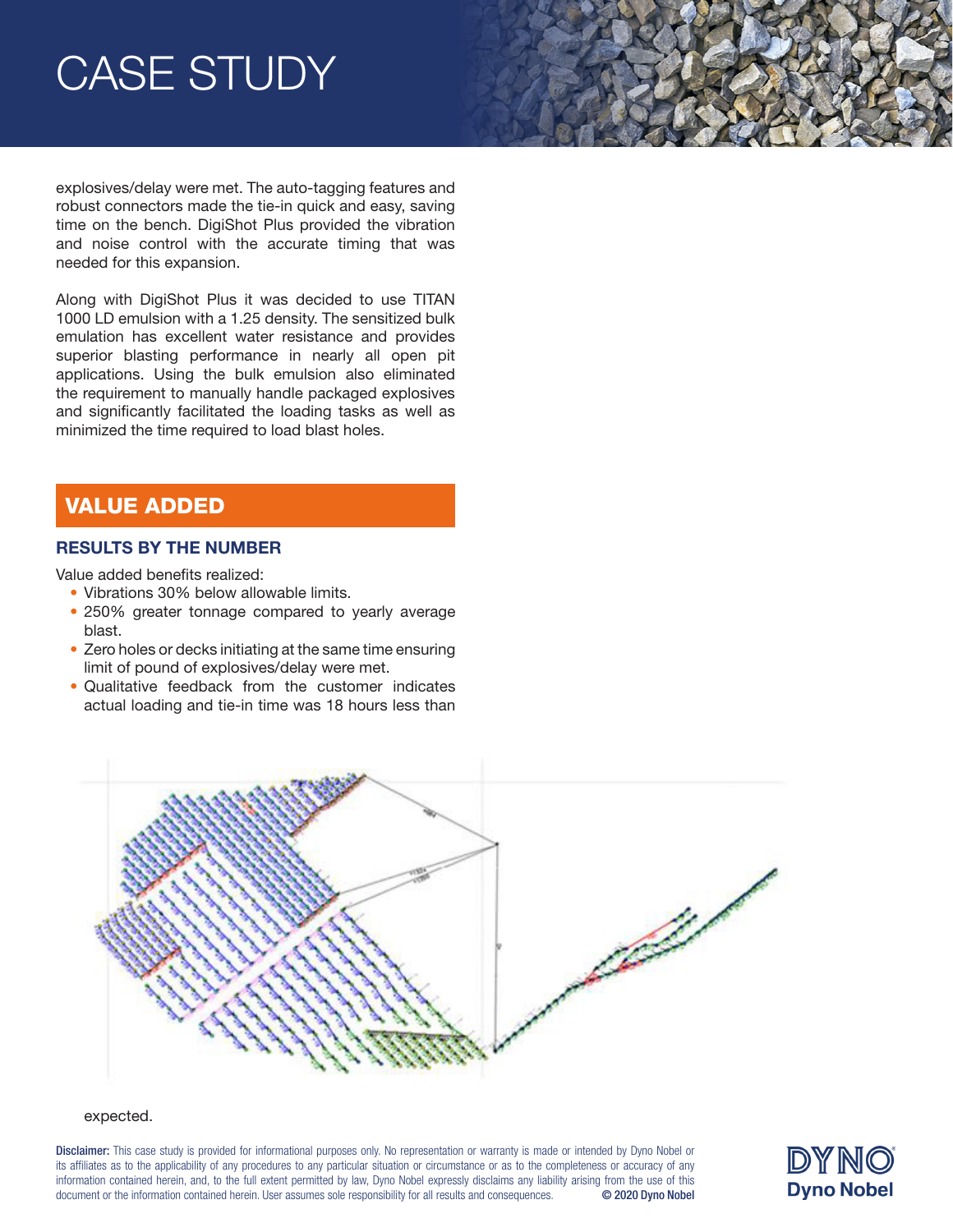# CASE STUDY

explosives/delay were met. The auto-tagging features and robust connectors made the tie-in quick and easy, saving time on the bench. DigiShot Plus provided the vibration and noise control with the accurate timing that was needed for this expansion.

Along with DigiShot Plus it was decided to use TITAN 1000 LD emulsion with a 1.25 density. The sensitized bulk emulation has excellent water resistance and provides superior blasting performance in nearly all open pit applications. Using the bulk emulsion also eliminated the requirement to manually handle packaged explosives and significantly facilitated the loading tasks as well as minimized the time required to load blast holes.

## VALUE ADDED

### RESULTS BY THE NUMBER

Value added benefits realized:

- Vibrations 30% below allowable limits.
- 250% greater tonnage compared to yearly average blast.
- Zero holes or decks initiating at the same time ensuring limit of pound of explosives/delay were met.
- Qualitative feedback from the customer indicates actual loading and tie-in time was 18 hours less than expected.

**Disclaimer:** This case study is provided for informational purposes only. No representation or warranty is made or intended by Dyno Nobel or its affiliates as to the applicability of any procedures to any particular situation or circumstance or as to the completeness or accuracy of any information contained herein, and, to the full extent permitted by law, Dyno Nobel expressly disclaims any liability arising from the use of this document or the information contained herein. User assumes sole responsibility for all results and consequences. **© 2020 Dyno Nobel**